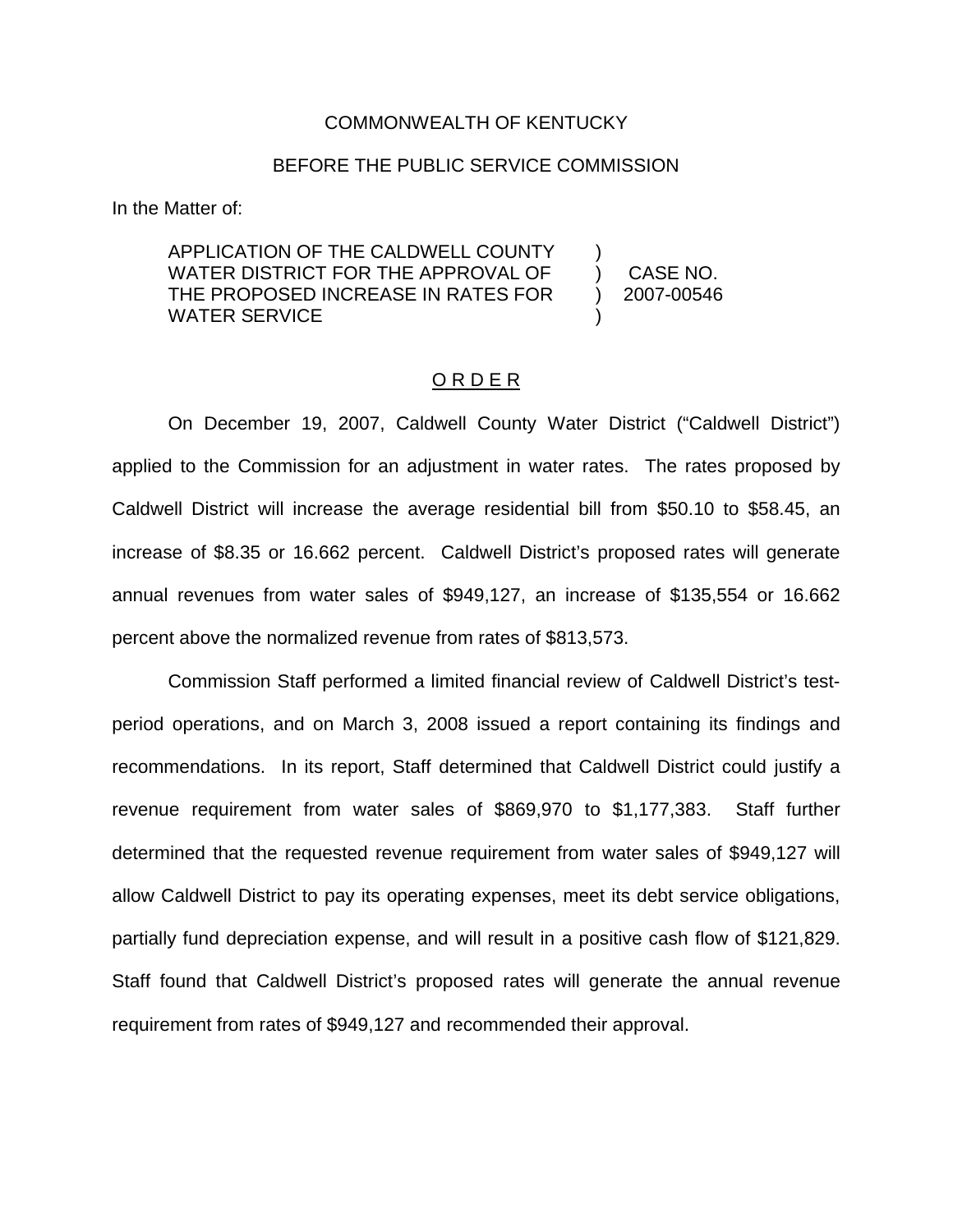COMMONWEALTH OF KENTUCKY

BEFORE THE PUBLIC SERVICE COMMISSION

In the Matter of:

| | | |
|---|---|---|
| APPLICATION OF THE CALDWELL COUNTY WATER DISTRICT FOR THE APPROVAL OF THE PROPOSED INCREASE IN RATES FOR WATER SERVICE | ) ) ) ) | CASE NO. 2007-00546 |

## O R D E R

On December 19, 2007, Caldwell County Water District ("Caldwell District") applied to the Commission for an adjustment in water rates. The rates proposed by Caldwell District will increase the average residential bill from $50.10 to $58.45, an increase of $8.35 or 16.662 percent. Caldwell District's proposed rates will generate annual revenues from water sales of $949,127, an increase of $135,554 or 16.662 percent above the normalized revenue from rates of $813,573.

Commission Staff performed a limited financial review of Caldwell District's test-period operations, and on March 3, 2008 issued a report containing its findings and recommendations. In its report, Staff determined that Caldwell District could justify a revenue requirement from water sales of $869,970 to $1,177,383. Staff further determined that the requested revenue requirement from water sales of $949,127 will allow Caldwell District to pay its operating expenses, meet its debt service obligations, partially fund depreciation expense, and will result in a positive cash flow of $121,829. Staff found that Caldwell District's proposed rates will generate the annual revenue requirement from rates of $949,127 and recommended their approval.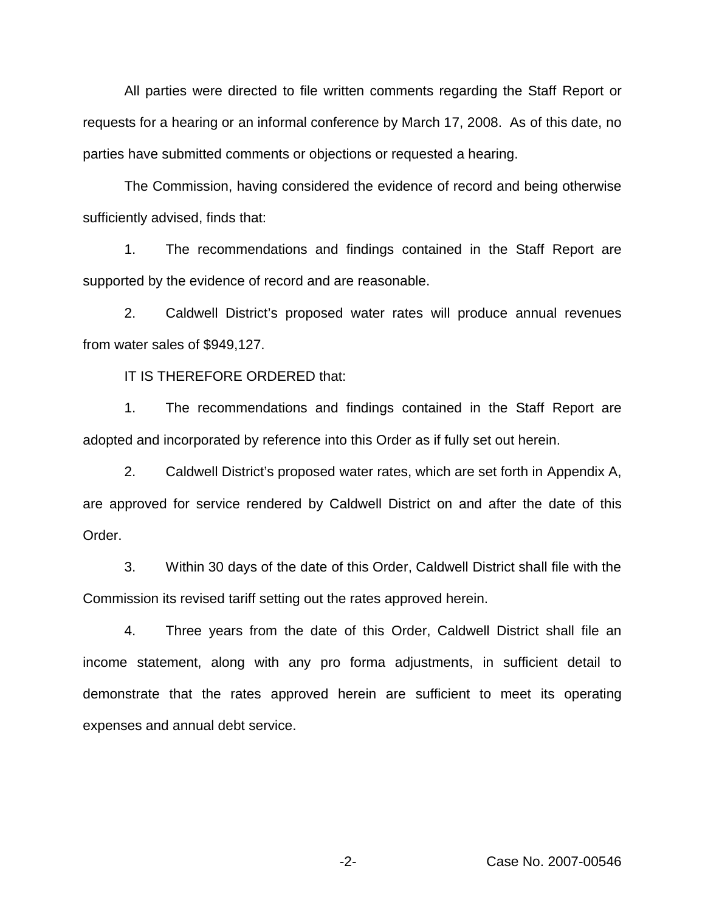All parties were directed to file written comments regarding the Staff Report or requests for a hearing or an informal conference by March 17, 2008. As of this date, no parties have submitted comments or objections or requested a hearing.

The Commission, having considered the evidence of record and being otherwise sufficiently advised, finds that:

1. The recommendations and findings contained in the Staff Report are supported by the evidence of record and are reasonable.

2. Caldwell District's proposed water rates will produce annual revenues from water sales of $949,127.

IT IS THEREFORE ORDERED that:

1. The recommendations and findings contained in the Staff Report are adopted and incorporated by reference into this Order as if fully set out herein.

2. Caldwell District's proposed water rates, which are set forth in Appendix A, are approved for service rendered by Caldwell District on and after the date of this Order.

3. Within 30 days of the date of this Order, Caldwell District shall file with the Commission its revised tariff setting out the rates approved herein.

4. Three years from the date of this Order, Caldwell District shall file an income statement, along with any pro forma adjustments, in sufficient detail to demonstrate that the rates approved herein are sufficient to meet its operating expenses and annual debt service.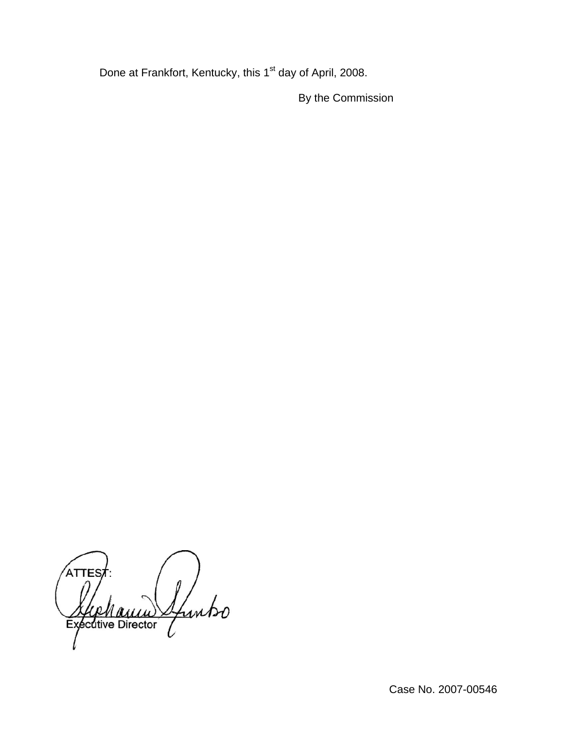Done at Frankfort, Kentucky, this 1st day of April, 2008.

By the Commission

ATTEST:

Executive Director

Case No. 2007-00546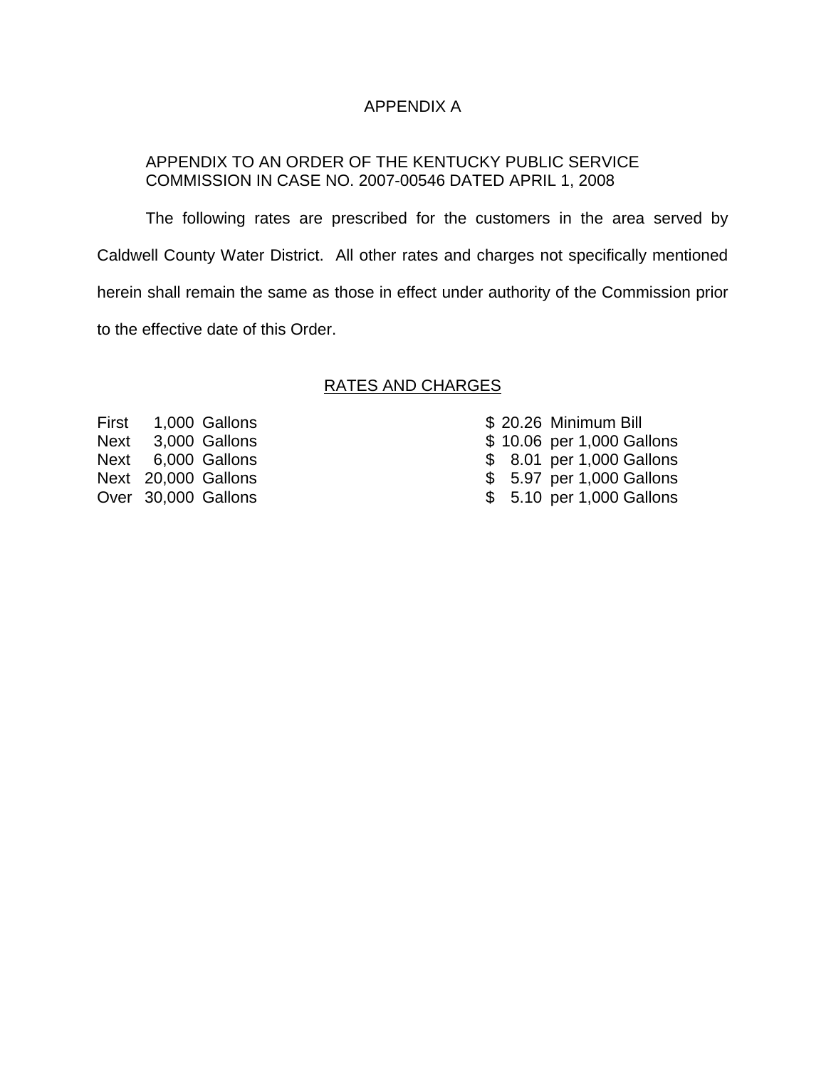# APPENDIX A

APPENDIX TO AN ORDER OF THE KENTUCKY PUBLIC SERVICE COMMISSION IN CASE NO. 2007-00546 DATED APRIL 1, 2008

The following rates are prescribed for the customers in the area served by Caldwell County Water District. All other rates and charges not specifically mentioned herein shall remain the same as those in effect under authority of the Commission prior to the effective date of this Order.

## RATES AND CHARGES

| | |
|---|---|
| First 1,000 Gallons | $ 20.26 Minimum Bill |
| Next 3,000 Gallons | $ 10.06 per 1,000 Gallons |
| Next 6,000 Gallons | $ 8.01 per 1,000 Gallons |
| Next 20,000 Gallons | $ 5.97 per 1,000 Gallons |
| Over 30,000 Gallons | $ 5.10 per 1,000 Gallons |